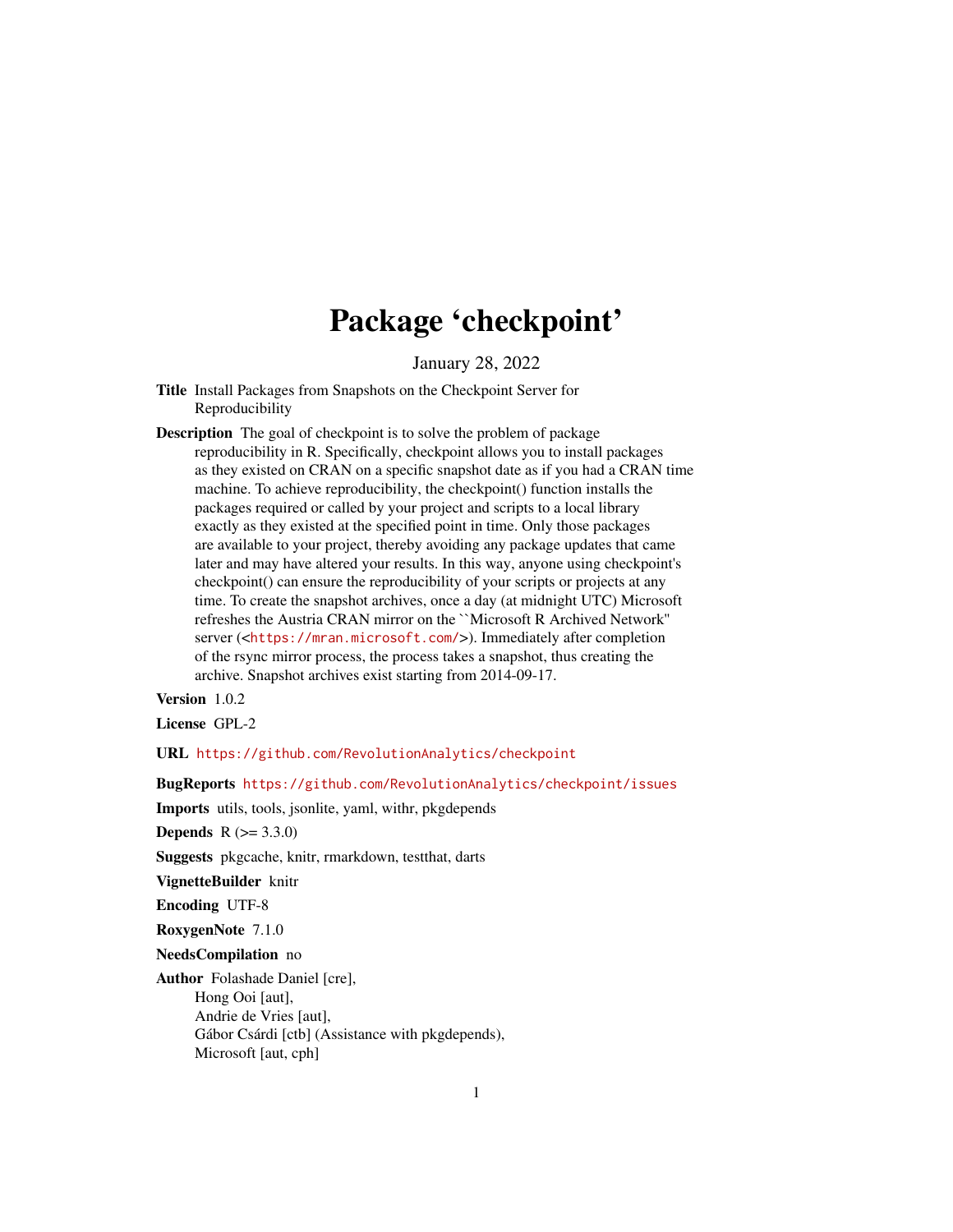# Package 'checkpoint'

January 28, 2022

**Title** Install Packages from Snapshots on the Checkpoint Server for Reproducibility

**Description** The goal of checkpoint is to solve the problem of package reproducibility in R. Specifically, checkpoint allows you to install packages as they existed on CRAN on a specific snapshot date as if you had a CRAN time machine. To achieve reproducibility, the checkpoint() function installs the packages required or called by your project and scripts to a local library exactly as they existed at the specified point in time. Only those packages are available to your project, thereby avoiding any package updates that came later and may have altered your results. In this way, anyone using checkpoint's checkpoint() can ensure the reproducibility of your scripts or projects at any time. To create the snapshot archives, once a day (at midnight UTC) Microsoft refreshes the Austria CRAN mirror on the ``Microsoft R Archived Network'' server (<https://mran.microsoft.com/>). Immediately after completion of the rsync mirror process, the process takes a snapshot, thus creating the archive. Snapshot archives exist starting from 2014-09-17.

**Version** 1.0.2

**License** GPL-2

**URL** https://github.com/RevolutionAnalytics/checkpoint

**BugReports** https://github.com/RevolutionAnalytics/checkpoint/issues

**Imports** utils, tools, jsonlite, yaml, withr, pkgdepends

**Depends** R (>= 3.3.0)

**Suggests** pkgcache, knitr, rmarkdown, testthat, darts

**VignetteBuilder** knitr

**Encoding** UTF-8

**RoxygenNote** 7.1.0

**NeedsCompilation** no

**Author** Folashade Daniel [cre],
Hong Ooi [aut],
Andrie de Vries [aut],
Gábor Csárdi [ctb] (Assistance with pkgdepends),
Microsoft [aut, cph]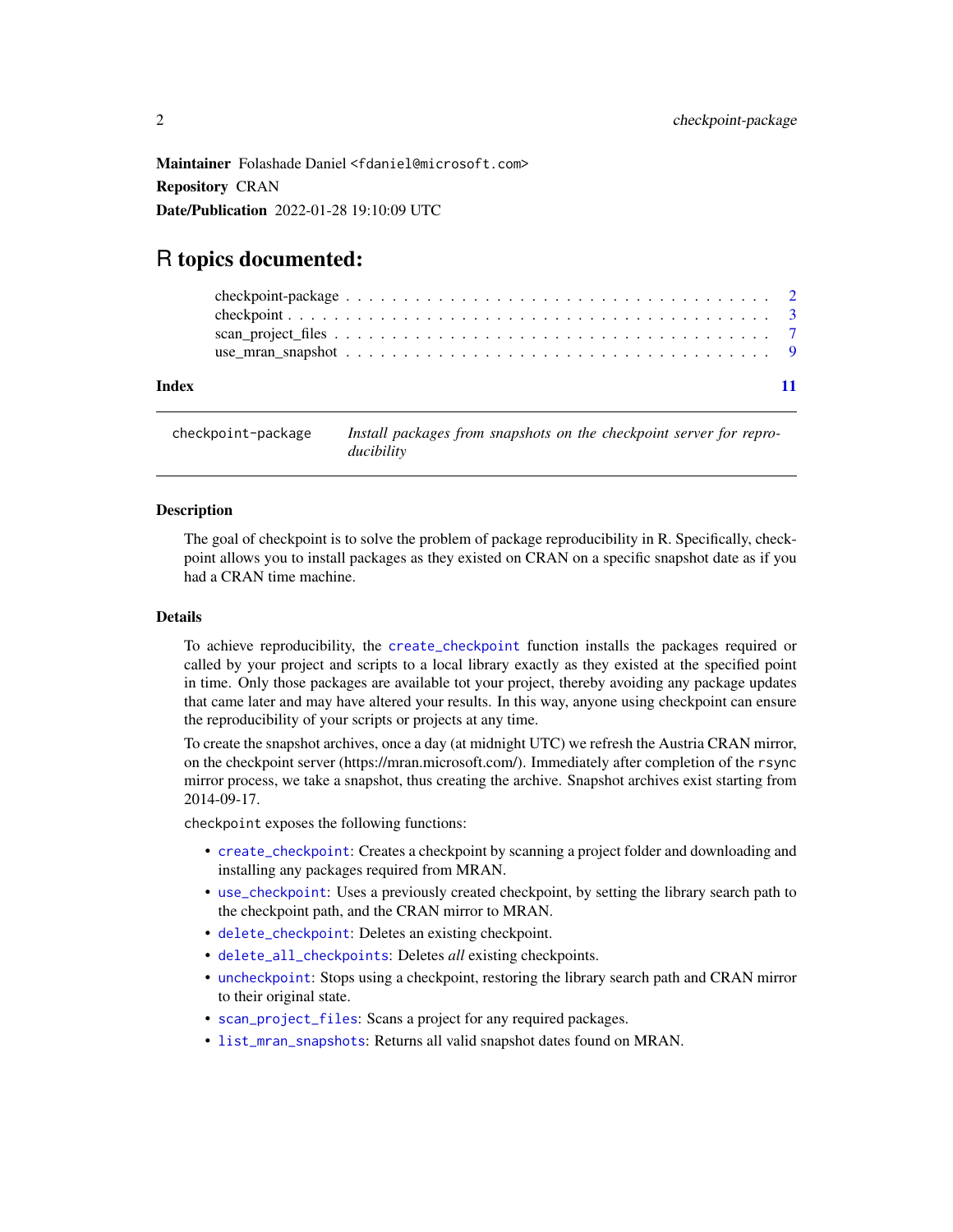**Maintainer** Folashade Daniel <fdaniel@microsoft.com>

**Repository** CRAN

**Date/Publication** 2022-01-28 19:10:09 UTC

# R topics documented:

- checkpoint-package . . . . . . . . . . . . . . . . . . . . . . . . . . . . . . . . . . 2
- checkpoint . . . . . . . . . . . . . . . . . . . . . . . . . . . . . . . . . . . . . . . 3
- scan_project_files . . . . . . . . . . . . . . . . . . . . . . . . . . . . . . . . . . 7
- use_mran_snapshot . . . . . . . . . . . . . . . . . . . . . . . . . . . . . . . . . . 9

**Index** 11

---

checkpoint-package *Install packages from snapshots on the checkpoint server for reproducibility*

---

### Description

The goal of checkpoint is to solve the problem of package reproducibility in R. Specifically, checkpoint allows you to install packages as they existed on CRAN on a specific snapshot date as if you had a CRAN time machine.

### Details

To achieve reproducibility, the `create_checkpoint` function installs the packages required or called by your project and scripts to a local library exactly as they existed at the specified point in time. Only those packages are available tot your project, thereby avoiding any package updates that came later and may have altered your results. In this way, anyone using checkpoint can ensure the reproducibility of your scripts or projects at any time.

To create the snapshot archives, once a day (at midnight UTC) we refresh the Austria CRAN mirror, on the checkpoint server (https://mran.microsoft.com/). Immediately after completion of the `rsync` mirror process, we take a snapshot, thus creating the archive. Snapshot archives exist starting from 2014-09-17.

`checkpoint` exposes the following functions:

- `create_checkpoint`: Creates a checkpoint by scanning a project folder and downloading and installing any packages required from MRAN.
- `use_checkpoint`: Uses a previously created checkpoint, by setting the library search path to the checkpoint path, and the CRAN mirror to MRAN.
- `delete_checkpoint`: Deletes an existing checkpoint.
- `delete_all_checkpoints`: Deletes *all* existing checkpoints.
- `uncheckpoint`: Stops using a checkpoint, restoring the library search path and CRAN mirror to their original state.
- `scan_project_files`: Scans a project for any required packages.
- `list_mran_snapshots`: Returns all valid snapshot dates found on MRAN.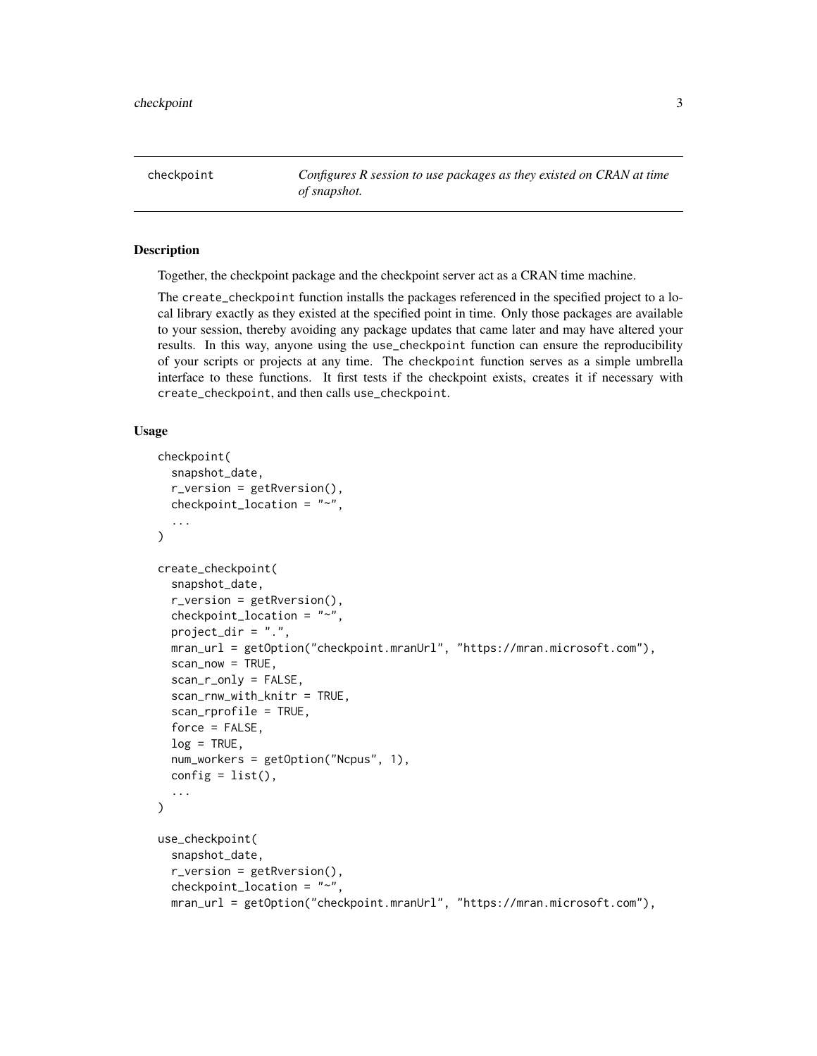# checkpoint

*Configures R session to use packages as they existed on CRAN at time of snapshot.*

## Description

Together, the checkpoint package and the checkpoint server act as a CRAN time machine.

The create_checkpoint function installs the packages referenced in the specified project to a local library exactly as they existed at the specified point in time. Only those packages are available to your session, thereby avoiding any package updates that came later and may have altered your results. In this way, anyone using the use_checkpoint function can ensure the reproducibility of your scripts or projects at any time. The checkpoint function serves as a simple umbrella interface to these functions. It first tests if the checkpoint exists, creates it if necessary with create_checkpoint, and then calls use_checkpoint.

## Usage

```
checkpoint(
  snapshot_date,
  r_version = getRversion(),
  checkpoint_location = "~",
  ...
)

create_checkpoint(
  snapshot_date,
  r_version = getRversion(),
  checkpoint_location = "~",
  project_dir = ".",
  mran_url = getOption("checkpoint.mranUrl", "https://mran.microsoft.com"),
  scan_now = TRUE,
  scan_r_only = FALSE,
  scan_rnw_with_knitr = TRUE,
  scan_rprofile = TRUE,
  force = FALSE,
  log = TRUE,
  num_workers = getOption("Ncpus", 1),
  config = list(),
  ...
)

use_checkpoint(
  snapshot_date,
  r_version = getRversion(),
  checkpoint_location = "~",
  mran_url = getOption("checkpoint.mranUrl", "https://mran.microsoft.com"),
```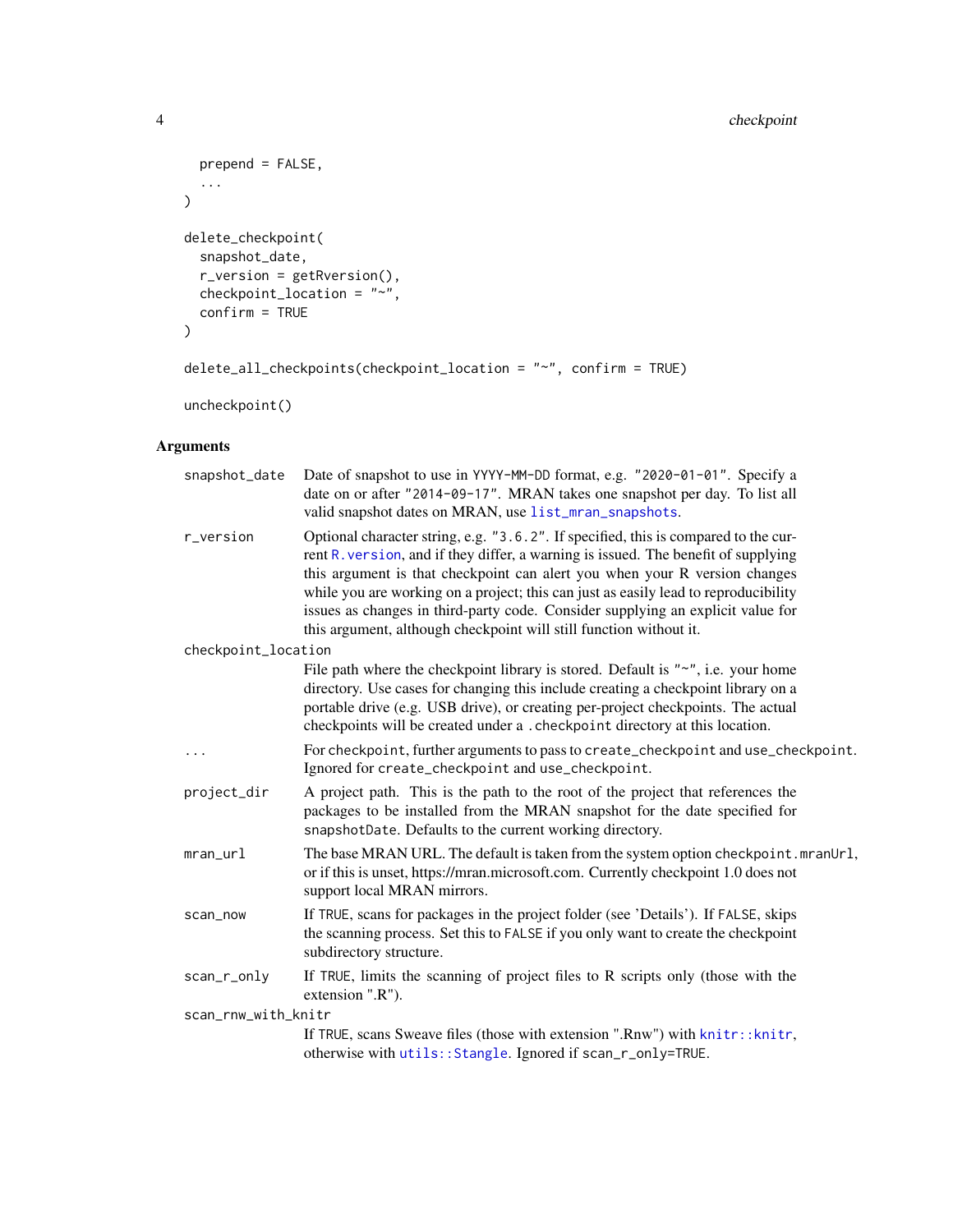```
  prepend = FALSE,
  ...
)

delete_checkpoint(
  snapshot_date,
  r_version = getRversion(),
  checkpoint_location = "~",
  confirm = TRUE
)

delete_all_checkpoints(checkpoint_location = "~", confirm = TRUE)

uncheckpoint()
```

## Arguments

`snapshot_date` Date of snapshot to use in `YYYY-MM-DD` format, e.g. `"2020-01-01"`. Specify a date on or after `"2014-09-17"`. MRAN takes one snapshot per day. To list all valid snapshot dates on MRAN, use `list_mran_snapshots`.

`r_version` Optional character string, e.g. `"3.6.2"`. If specified, this is compared to the current `R.version`, and if they differ, a warning is issued. The benefit of supplying this argument is that checkpoint can alert you when your R version changes while you are working on a project; this can just as easily lead to reproducibility issues as changes in third-party code. Consider supplying an explicit value for this argument, although checkpoint will still function without it.

`checkpoint_location` File path where the checkpoint library is stored. Default is `"~"`, i.e. your home directory. Use cases for changing this include creating a checkpoint library on a portable drive (e.g. USB drive), or creating per-project checkpoints. The actual checkpoints will be created under a `.checkpoint` directory at this location.

`...` For `checkpoint`, further arguments to pass to `create_checkpoint` and `use_checkpoint`. Ignored for `create_checkpoint` and `use_checkpoint`.

`project_dir` A project path. This is the path to the root of the project that references the packages to be installed from the MRAN snapshot for the date specified for `snapshotDate`. Defaults to the current working directory.

`mran_url` The base MRAN URL. The default is taken from the system option `checkpoint.mranUrl`, or if this is unset, https://mran.microsoft.com. Currently checkpoint 1.0 does not support local MRAN mirrors.

`scan_now` If `TRUE`, scans for packages in the project folder (see 'Details'). If `FALSE`, skips the scanning process. Set this to `FALSE` if you only want to create the checkpoint subdirectory structure.

`scan_r_only` If `TRUE`, limits the scanning of project files to R scripts only (those with the extension ".R").

`scan_rnw_with_knitr` If `TRUE`, scans Sweave files (those with extension ".Rnw") with `knitr::knitr`, otherwise with `utils::Stangle`. Ignored if `scan_r_only=TRUE`.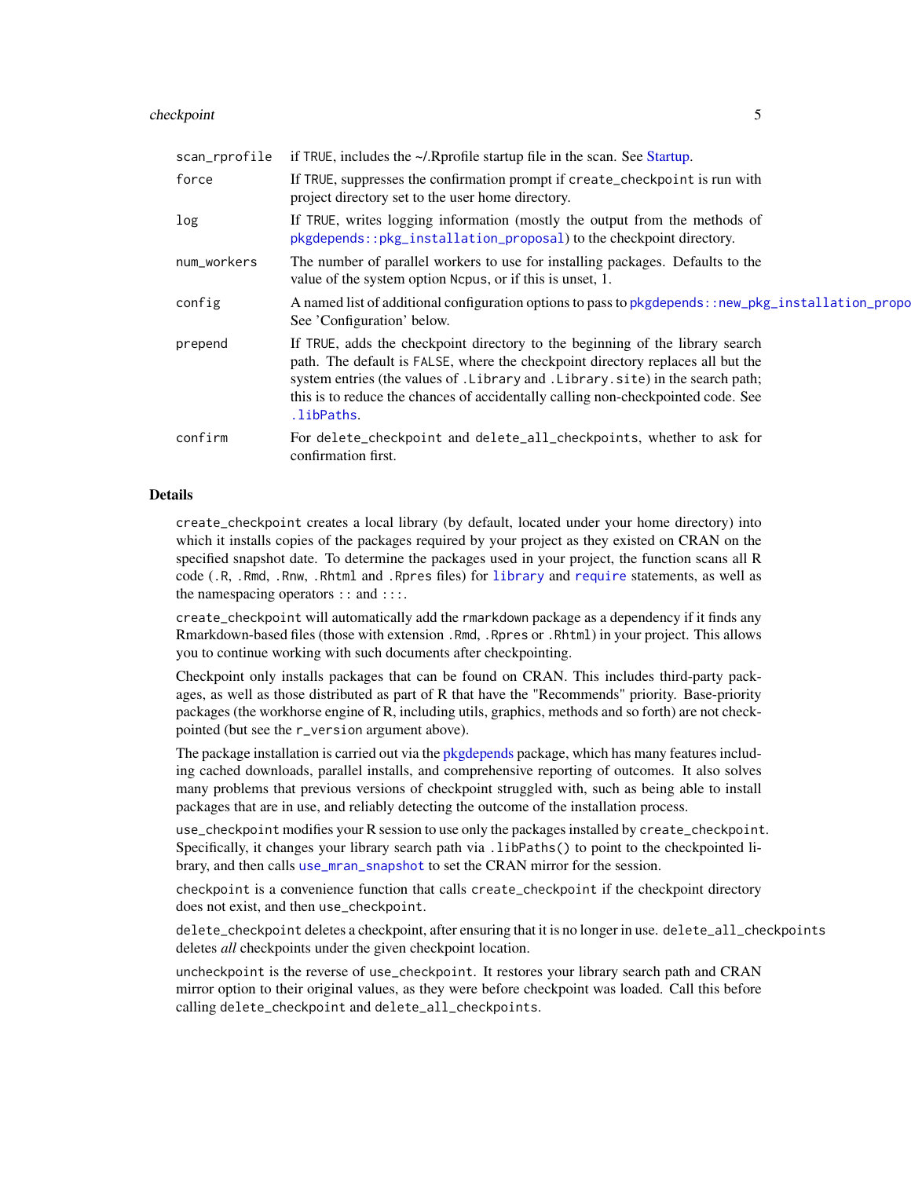| | |
|---|---|
| scan_rprofile | if TRUE, includes the ~/.Rprofile startup file in the scan. See Startup. |
| force | If TRUE, suppresses the confirmation prompt if create_checkpoint is run with project directory set to the user home directory. |
| log | If TRUE, writes logging information (mostly the output from the methods of pkgdepends::pkg_installation_proposal) to the checkpoint directory. |
| num_workers | The number of parallel workers to use for installing packages. Defaults to the value of the system option Ncpus, or if this is unset, 1. |
| config | A named list of additional configuration options to pass to pkgdepends::new_pkg_installation_propo See 'Configuration' below. |
| prepend | If TRUE, adds the checkpoint directory to the beginning of the library search path. The default is FALSE, where the checkpoint directory replaces all but the system entries (the values of .Library and .Library.site) in the search path; this is to reduce the chances of accidentally calling non-checkpointed code. See .libPaths. |
| confirm | For delete_checkpoint and delete_all_checkpoints, whether to ask for confirmation first. |

## Details

create_checkpoint creates a local library (by default, located under your home directory) into which it installs copies of the packages required by your project as they existed on CRAN on the specified snapshot date. To determine the packages used in your project, the function scans all R code (.R, .Rmd, .Rnw, .Rhtml and .Rpres files) for library and require statements, as well as the namespacing operators :: and :::.

create_checkpoint will automatically add the rmarkdown package as a dependency if it finds any Rmarkdown-based files (those with extension .Rmd, .Rpres or .Rhtml) in your project. This allows you to continue working with such documents after checkpointing.

Checkpoint only installs packages that can be found on CRAN. This includes third-party packages, as well as those distributed as part of R that have the "Recommends" priority. Base-priority packages (the workhorse engine of R, including utils, graphics, methods and so forth) are not checkpointed (but see the r_version argument above).

The package installation is carried out via the pkgdepends package, which has many features including cached downloads, parallel installs, and comprehensive reporting of outcomes. It also solves many problems that previous versions of checkpoint struggled with, such as being able to install packages that are in use, and reliably detecting the outcome of the installation process.

use_checkpoint modifies your R session to use only the packages installed by create_checkpoint. Specifically, it changes your library search path via .libPaths() to point to the checkpointed library, and then calls use_mran_snapshot to set the CRAN mirror for the session.

checkpoint is a convenience function that calls create_checkpoint if the checkpoint directory does not exist, and then use_checkpoint.

delete_checkpoint deletes a checkpoint, after ensuring that it is no longer in use. delete_all_checkpoints deletes *all* checkpoints under the given checkpoint location.

uncheckpoint is the reverse of use_checkpoint. It restores your library search path and CRAN mirror option to their original values, as they were before checkpoint was loaded. Call this before calling delete_checkpoint and delete_all_checkpoints.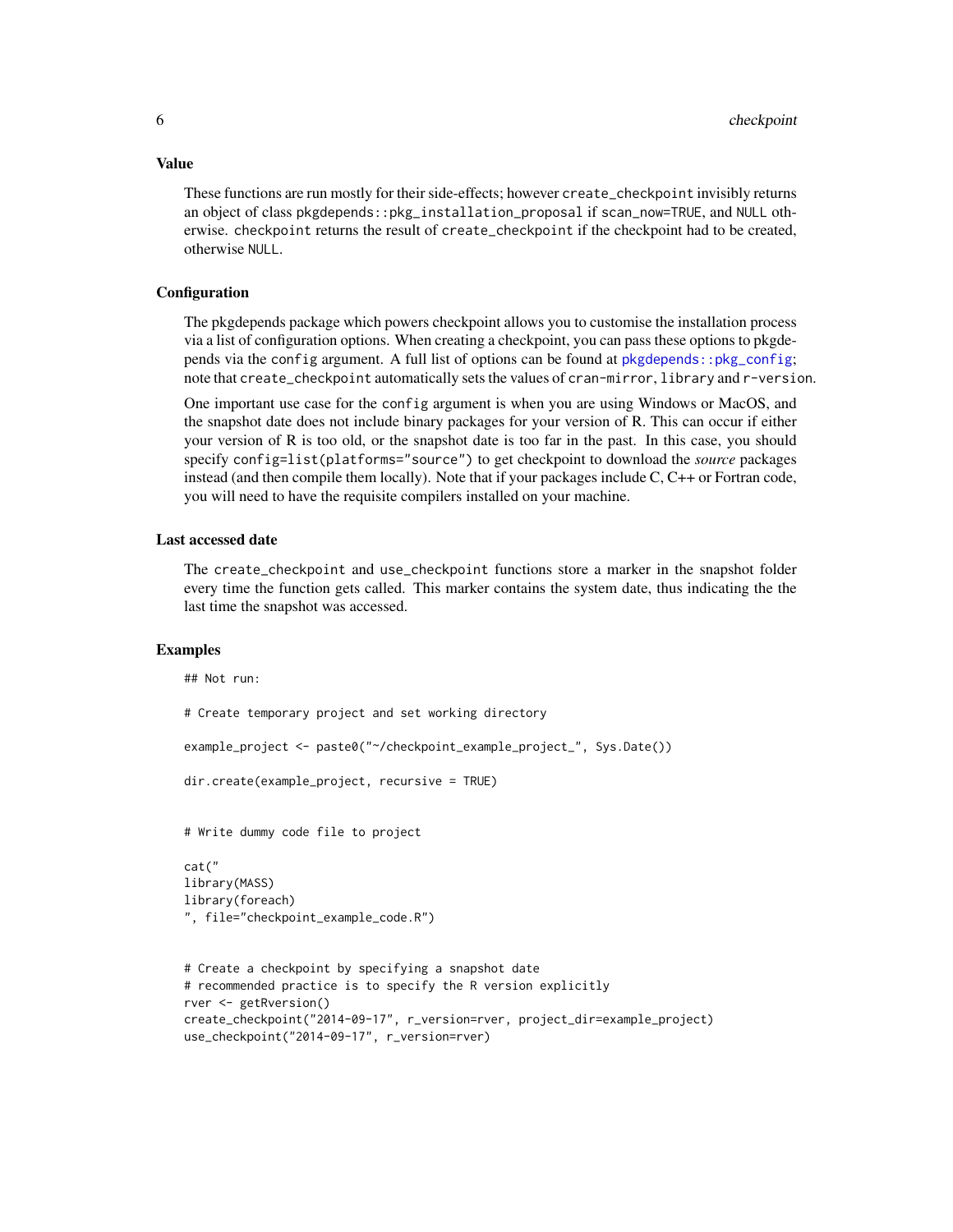### Value

These functions are run mostly for their side-effects; however `create_checkpoint` invisibly returns an object of class `pkgdepends::pkg_installation_proposal` if `scan_now=TRUE`, and `NULL` otherwise. `checkpoint` returns the result of `create_checkpoint` if the checkpoint had to be created, otherwise `NULL`.

### Configuration

The pkgdepends package which powers checkpoint allows you to customise the installation process via a list of configuration options. When creating a checkpoint, you can pass these options to pkgdepends via the `config` argument. A full list of options can be found at `pkgdepends::pkg_config`; note that `create_checkpoint` automatically sets the values of `cran-mirror`, `library` and `r-version`.

One important use case for the `config` argument is when you are using Windows or MacOS, and the snapshot date does not include binary packages for your version of R. This can occur if either your version of R is too old, or the snapshot date is too far in the past. In this case, you should specify `config=list(platforms="source")` to get checkpoint to download the *source* packages instead (and then compile them locally). Note that if your packages include C, C++ or Fortran code, you will need to have the requisite compilers installed on your machine.

### Last accessed date

The `create_checkpoint` and `use_checkpoint` functions store a marker in the snapshot folder every time the function gets called. This marker contains the system date, thus indicating the the last time the snapshot was accessed.

### Examples

```
## Not run:

# Create temporary project and set working directory

example_project <- paste0("~/checkpoint_example_project_", Sys.Date())

dir.create(example_project, recursive = TRUE)


# Write dummy code file to project

cat("
library(MASS)
library(foreach)
", file="checkpoint_example_code.R")


# Create a checkpoint by specifying a snapshot date
# recommended practice is to specify the R version explicitly
rver <- getRversion()
create_checkpoint("2014-09-17", r_version=rver, project_dir=example_project)
use_checkpoint("2014-09-17", r_version=rver)
```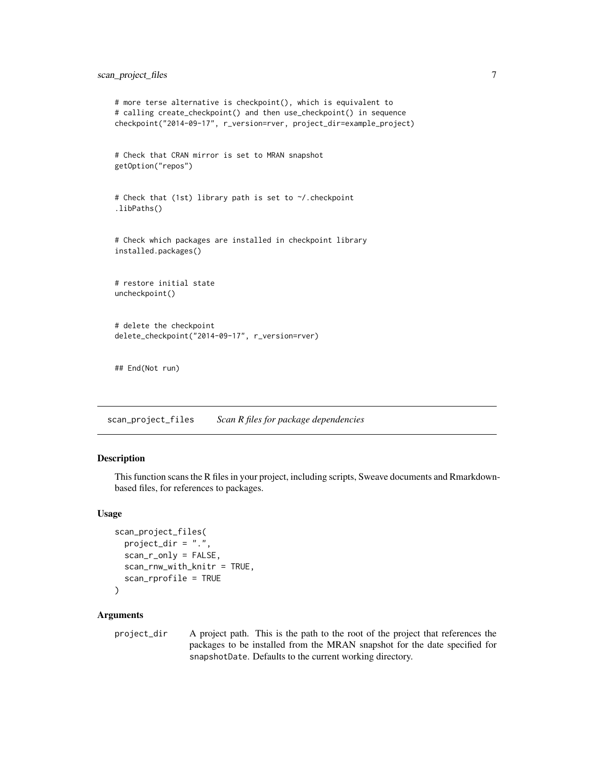```
# more terse alternative is checkpoint(), which is equivalent to
# calling create_checkpoint() and then use_checkpoint() in sequence
checkpoint("2014-09-17", r_version=rver, project_dir=example_project)


# Check that CRAN mirror is set to MRAN snapshot
getOption("repos")


# Check that (1st) library path is set to ~/.checkpoint
.libPaths()


# Check which packages are installed in checkpoint library
installed.packages()


# restore initial state
uncheckpoint()


# delete the checkpoint
delete_checkpoint("2014-09-17", r_version=rver)


## End(Not run)
```

---

## scan_project_files &nbsp;&nbsp;&nbsp; *Scan R files for package dependencies*

---

### Description

This function scans the R files in your project, including scripts, Sweave documents and Rmarkdown-based files, for references to packages.

### Usage

```
scan_project_files(
  project_dir = ".",
  scan_r_only = FALSE,
  scan_rnw_with_knitr = TRUE,
  scan_rprofile = TRUE
)
```

### Arguments

| | |
|---|---|
| project_dir | A project path. This is the path to the root of the project that references the packages to be installed from the MRAN snapshot for the date specified for `snapshotDate`. Defaults to the current working directory. |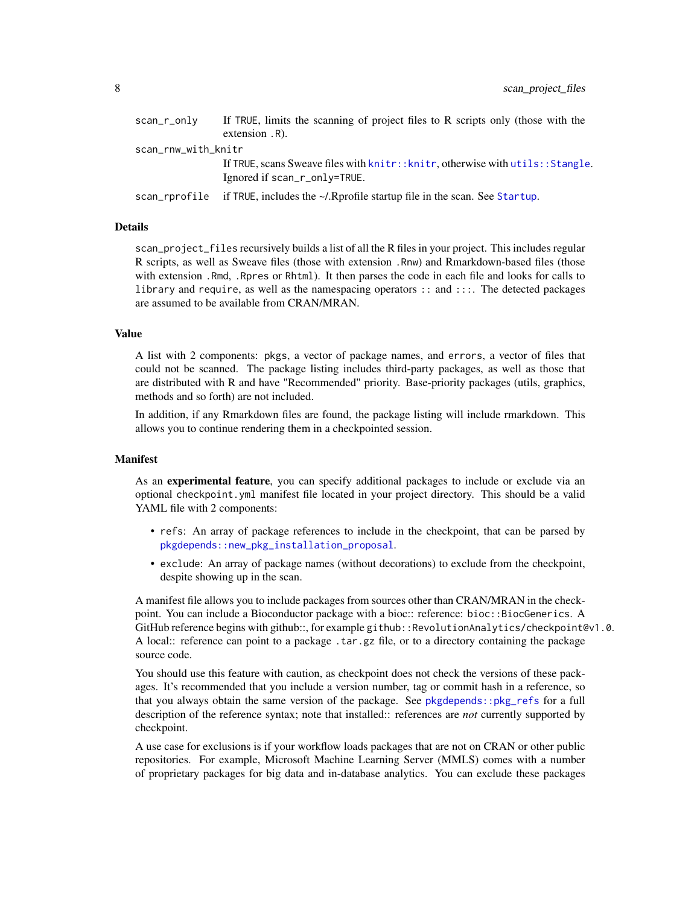scan_r_only
: If TRUE, limits the scanning of project files to R scripts only (those with the extension .R).

scan_rnw_with_knitr
: If TRUE, scans Sweave files with knitr::knitr, otherwise with utils::Stangle. Ignored if scan_r_only=TRUE.

scan_rprofile
: if TRUE, includes the ~/.Rprofile startup file in the scan. See Startup.

### Details

scan_project_files recursively builds a list of all the R files in your project. This includes regular R scripts, as well as Sweave files (those with extension .Rnw) and Rmarkdown-based files (those with extension .Rmd, .Rpres or Rhtml). It then parses the code in each file and looks for calls to library and require, as well as the namespacing operators :: and :::. The detected packages are assumed to be available from CRAN/MRAN.

### Value

A list with 2 components: pkgs, a vector of package names, and errors, a vector of files that could not be scanned. The package listing includes third-party packages, as well as those that are distributed with R and have "Recommended" priority. Base-priority packages (utils, graphics, methods and so forth) are not included.

In addition, if any Rmarkdown files are found, the package listing will include rmarkdown. This allows you to continue rendering them in a checkpointed session.

### Manifest

As an **experimental feature**, you can specify additional packages to include or exclude via an optional checkpoint.yml manifest file located in your project directory. This should be a valid YAML file with 2 components:

- refs: An array of package references to include in the checkpoint, that can be parsed by pkgdepends::new_pkg_installation_proposal.
- exclude: An array of package names (without decorations) to exclude from the checkpoint, despite showing up in the scan.

A manifest file allows you to include packages from sources other than CRAN/MRAN in the checkpoint. You can include a Bioconductor package with a bioc:: reference: bioc::BiocGenerics. A GitHub reference begins with github::, for example github::RevolutionAnalytics/checkpoint@v1.0. A local:: reference can point to a package .tar.gz file, or to a directory containing the package source code.

You should use this feature with caution, as checkpoint does not check the versions of these packages. It's recommended that you include a version number, tag or commit hash in a reference, so that you always obtain the same version of the package. See pkgdepends::pkg_refs for a full description of the reference syntax; note that installed:: references are *not* currently supported by checkpoint.

A use case for exclusions is if your workflow loads packages that are not on CRAN or other public repositories. For example, Microsoft Machine Learning Server (MMLS) comes with a number of proprietary packages for big data and in-database analytics. You can exclude these packages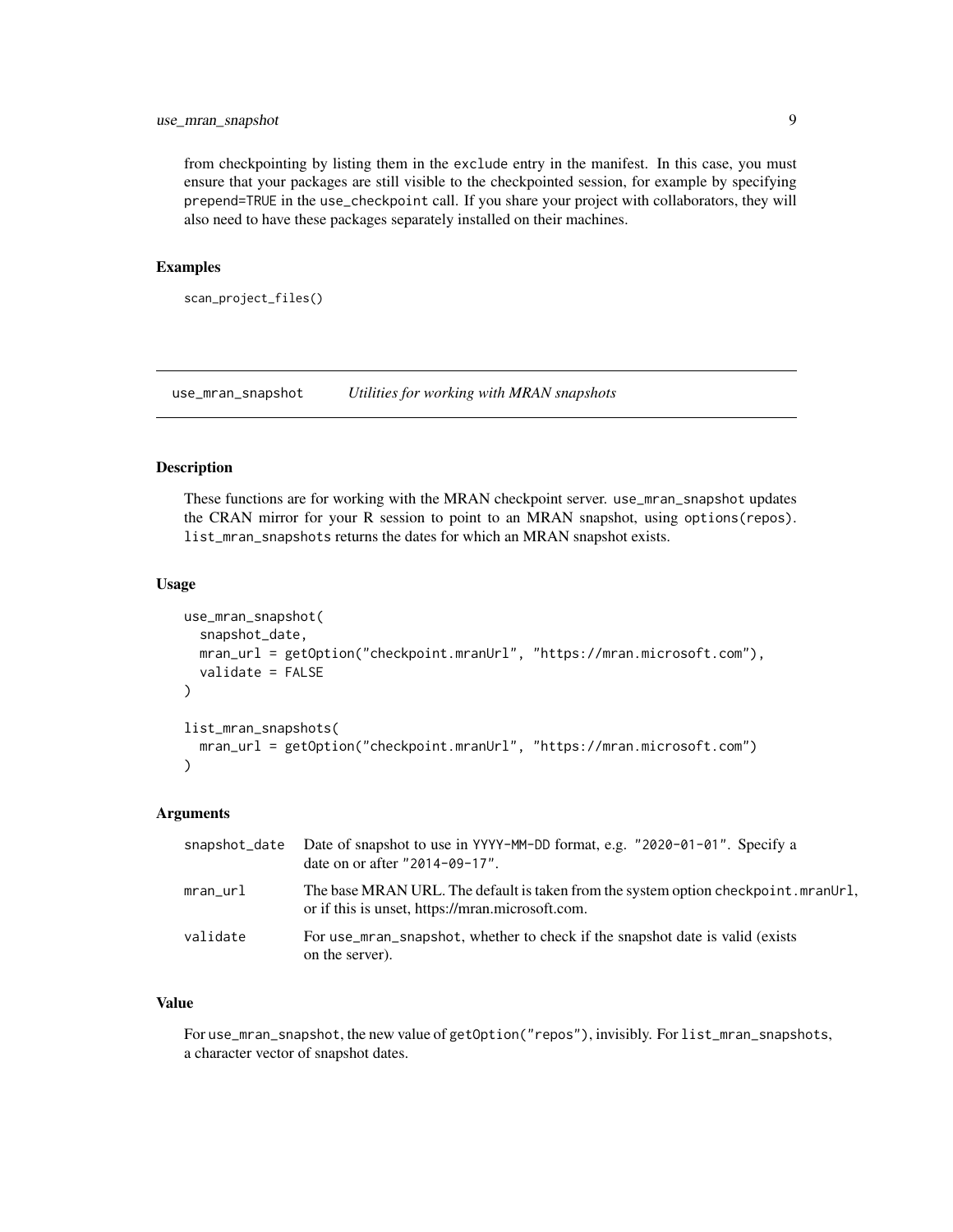from checkpointing by listing them in the `exclude` entry in the manifest. In this case, you must ensure that your packages are still visible to the checkpointed session, for example by specifying `prepend=TRUE` in the `use_checkpoint` call. If you share your project with collaborators, they will also need to have these packages separately installed on their machines.

### Examples

```
scan_project_files()
```

---

## use_mran_snapshot — *Utilities for working with MRAN snapshots*

---

### Description

These functions are for working with the MRAN checkpoint server. `use_mran_snapshot` updates the CRAN mirror for your R session to point to an MRAN snapshot, using `options(repos)`. `list_mran_snapshots` returns the dates for which an MRAN snapshot exists.

### Usage

```
use_mran_snapshot(
  snapshot_date,
  mran_url = getOption("checkpoint.mranUrl", "https://mran.microsoft.com"),
  validate = FALSE
)

list_mran_snapshots(
  mran_url = getOption("checkpoint.mranUrl", "https://mran.microsoft.com")
)
```

### Arguments

| | |
|---|---|
| `snapshot_date` | Date of snapshot to use in `YYYY-MM-DD` format, e.g. `"2020-01-01"`. Specify a date on or after `"2014-09-17"`. |
| `mran_url` | The base MRAN URL. The default is taken from the system option `checkpoint.mranUrl`, or if this is unset, https://mran.microsoft.com. |
| `validate` | For `use_mran_snapshot`, whether to check if the snapshot date is valid (exists on the server). |

### Value

For `use_mran_snapshot`, the new value of `getOption("repos")`, invisibly. For `list_mran_snapshots`, a character vector of snapshot dates.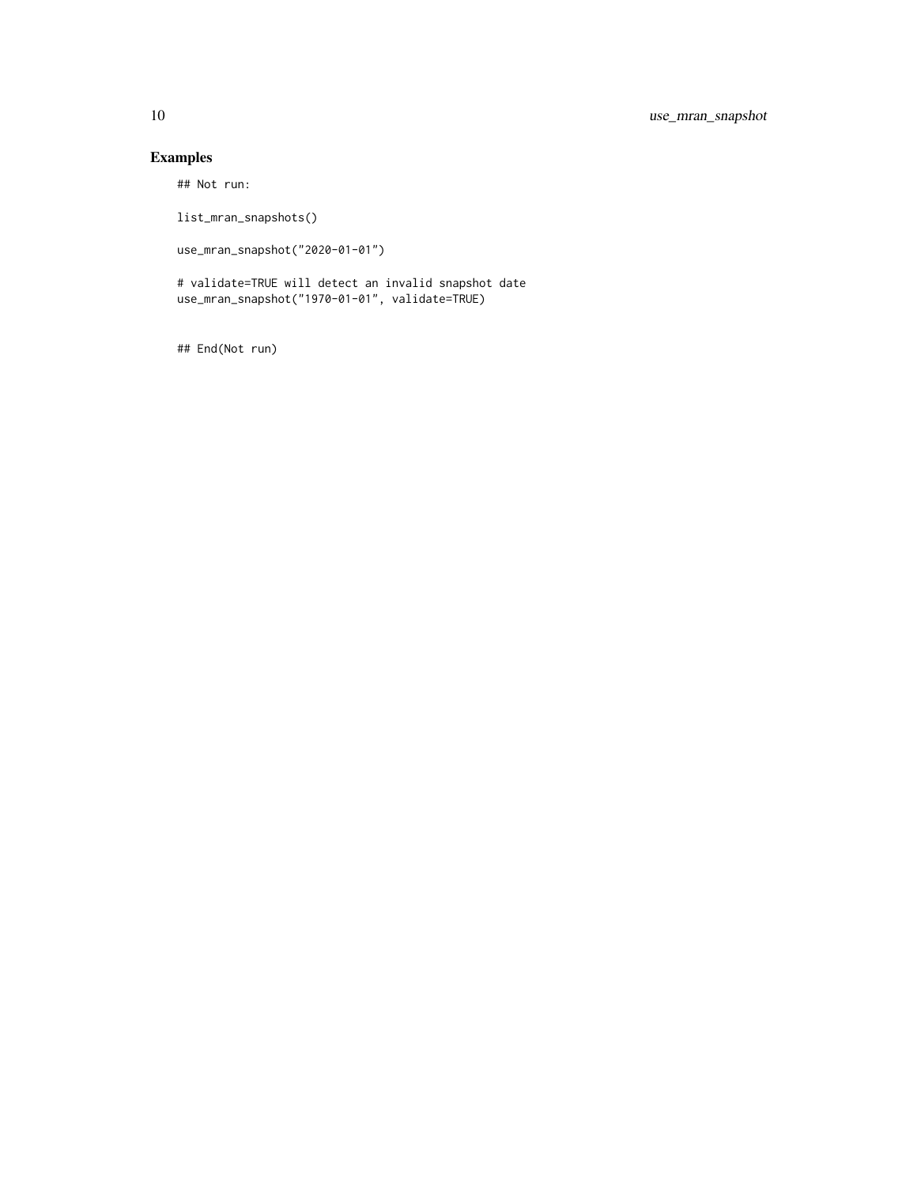## Examples

```
## Not run:

list_mran_snapshots()

use_mran_snapshot("2020-01-01")

# validate=TRUE will detect an invalid snapshot date
use_mran_snapshot("1970-01-01", validate=TRUE)


## End(Not run)
```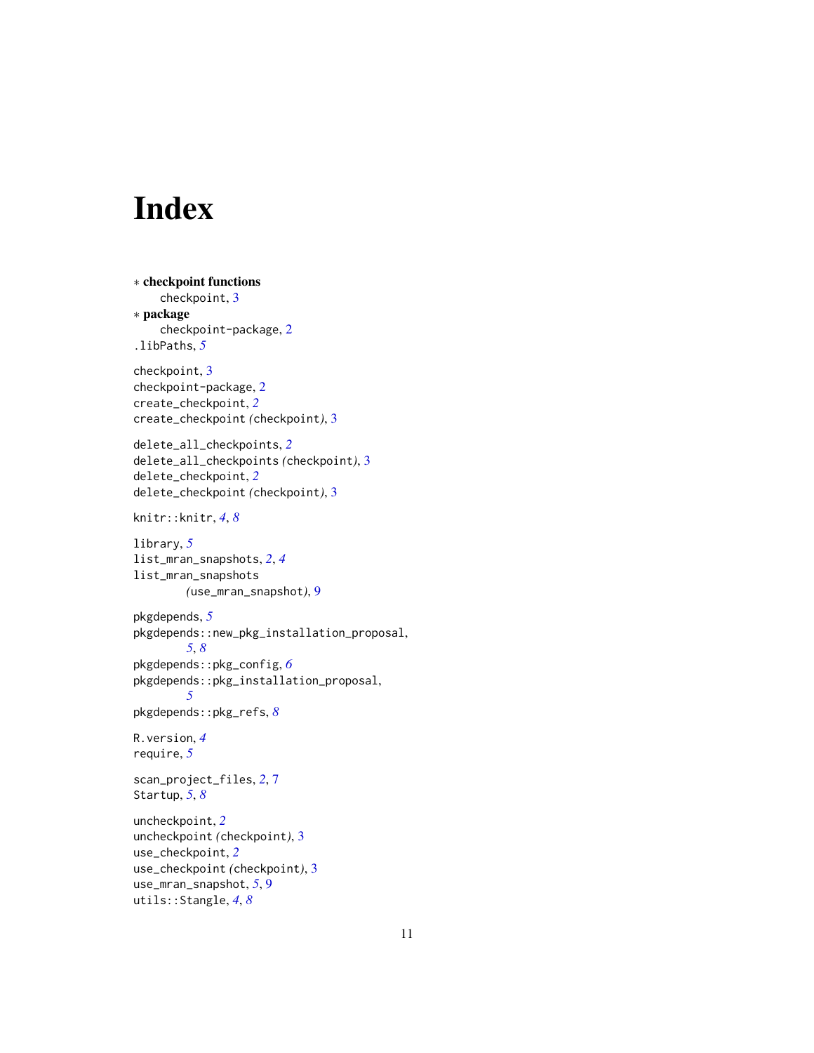# Index

∗ **checkpoint functions**
  checkpoint, 3

∗ **package**
  checkpoint-package, 2

.libPaths, *5*

checkpoint, 3
checkpoint-package, 2
create_checkpoint, *2*
create_checkpoint *(*checkpoint*)*, 3

delete_all_checkpoints, *2*
delete_all_checkpoints *(*checkpoint*)*, 3
delete_checkpoint, *2*
delete_checkpoint *(*checkpoint*)*, 3

knitr::knitr, *4*, *8*

library, *5*
list_mran_snapshots, *2*, *4*
list_mran_snapshots
  *(*use_mran_snapshot*)*, 9

pkgdepends, *5*
pkgdepends::new_pkg_installation_proposal,
  *5*, *8*
pkgdepends::pkg_config, *6*
pkgdepends::pkg_installation_proposal,
  *5*
pkgdepends::pkg_refs, *8*

R.version, *4*
require, *5*

scan_project_files, *2*, 7
Startup, *5*, *8*

uncheckpoint, *2*
uncheckpoint *(*checkpoint*)*, 3
use_checkpoint, *2*
use_checkpoint *(*checkpoint*)*, 3
use_mran_snapshot, *5*, 9
utils::Stangle, *4*, *8*